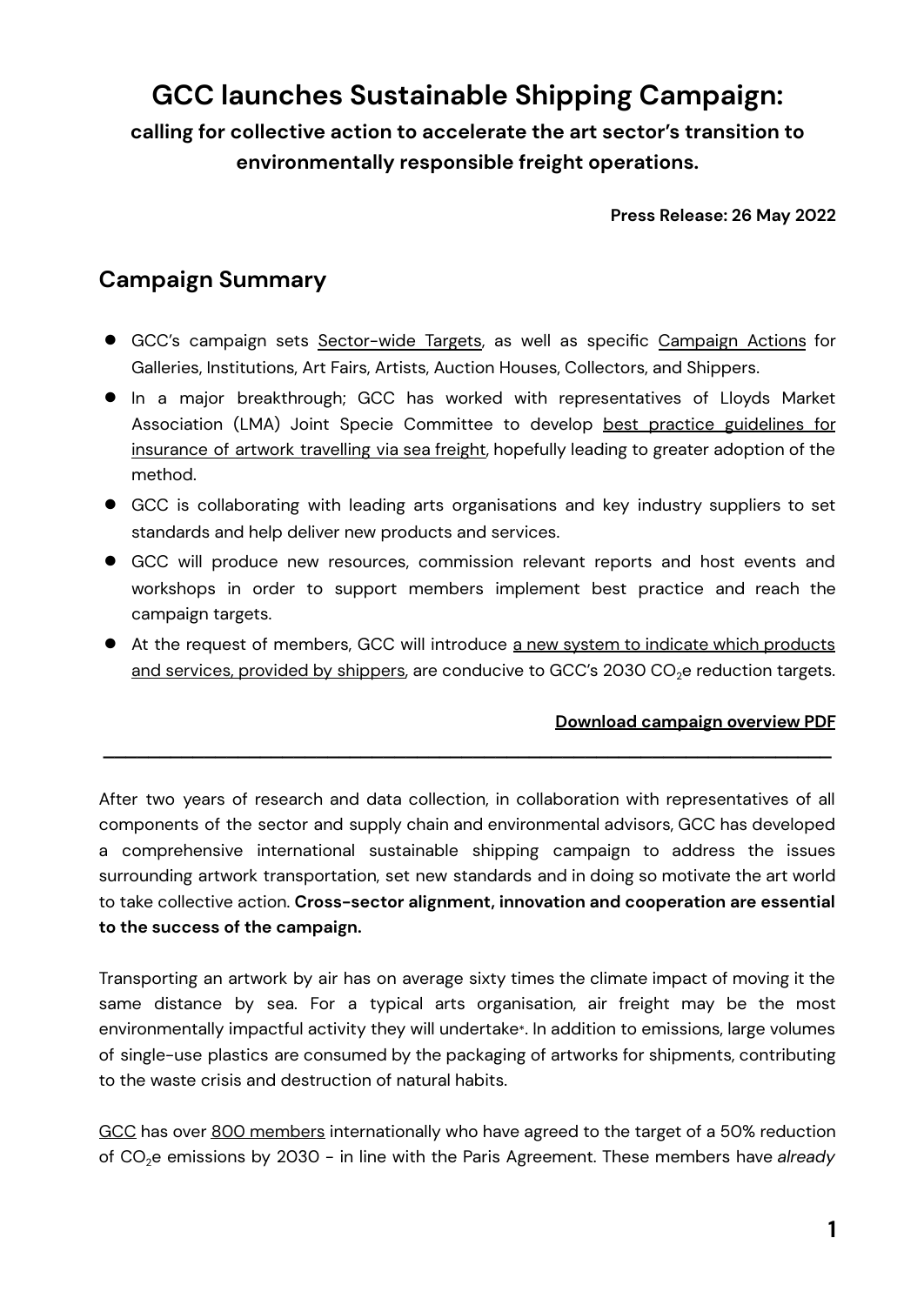# GCC launches Sustainable Shipping Campaign:

**calling for collective action to accelerate the art sector's transition to environmentally responsible freight operations.**

**Press Release: 26 May 2022**

## Campaign Summary

- GCC's campaign sets Sector-wide Targets, as well as specific Campaign Actions for Galleries, Institutions, Art Fairs, Artists, Auction Houses, Collectors, and Shippers.
- In a major breakthrough; GCC has worked with representatives of Lloyds Market Association (LMA) Joint Specie Committee to develop best practice guidelines for insurance of artwork travelling via sea freight, hopefully leading to greater adoption of the method.
- GCC is collaborating with leading arts organisations and key industry suppliers to set standards and help deliver new products and services.
- GCC will produce new resources, commission relevant reports and host events and workshops in order to support members implement best practice and reach the campaign targets.
- At the request of members, GCC will introduce a new system to indicate which products and services, provided by shippers, are conducive to GCC's 2030 $CO_2$e reduction targets.

**Download campaign overview PDF**

---

After two years of research and data collection, in collaboration with representatives of all components of the sector and supply chain and environmental advisors, GCC has developed a comprehensive international sustainable shipping campaign to address the issues surrounding artwork transportation, set new standards and in doing so motivate the art world to take collective action. **Cross-sector alignment, innovation and cooperation are essential to the success of the campaign.**

Transporting an artwork by air has on average sixty times the climate impact of moving it the same distance by sea. For a typical arts organisation, air freight may be the most environmentally impactful activity they will undertake*. In addition to emissions, large volumes of single-use plastics are consumed by the packaging of artworks for shipments, contributing to the waste crisis and destruction of natural habits.

GCC has over 800 members internationally who have agreed to the target of a 50% reduction of $CO_2$e emissions by 2030 - in line with the Paris Agreement. These members have *already*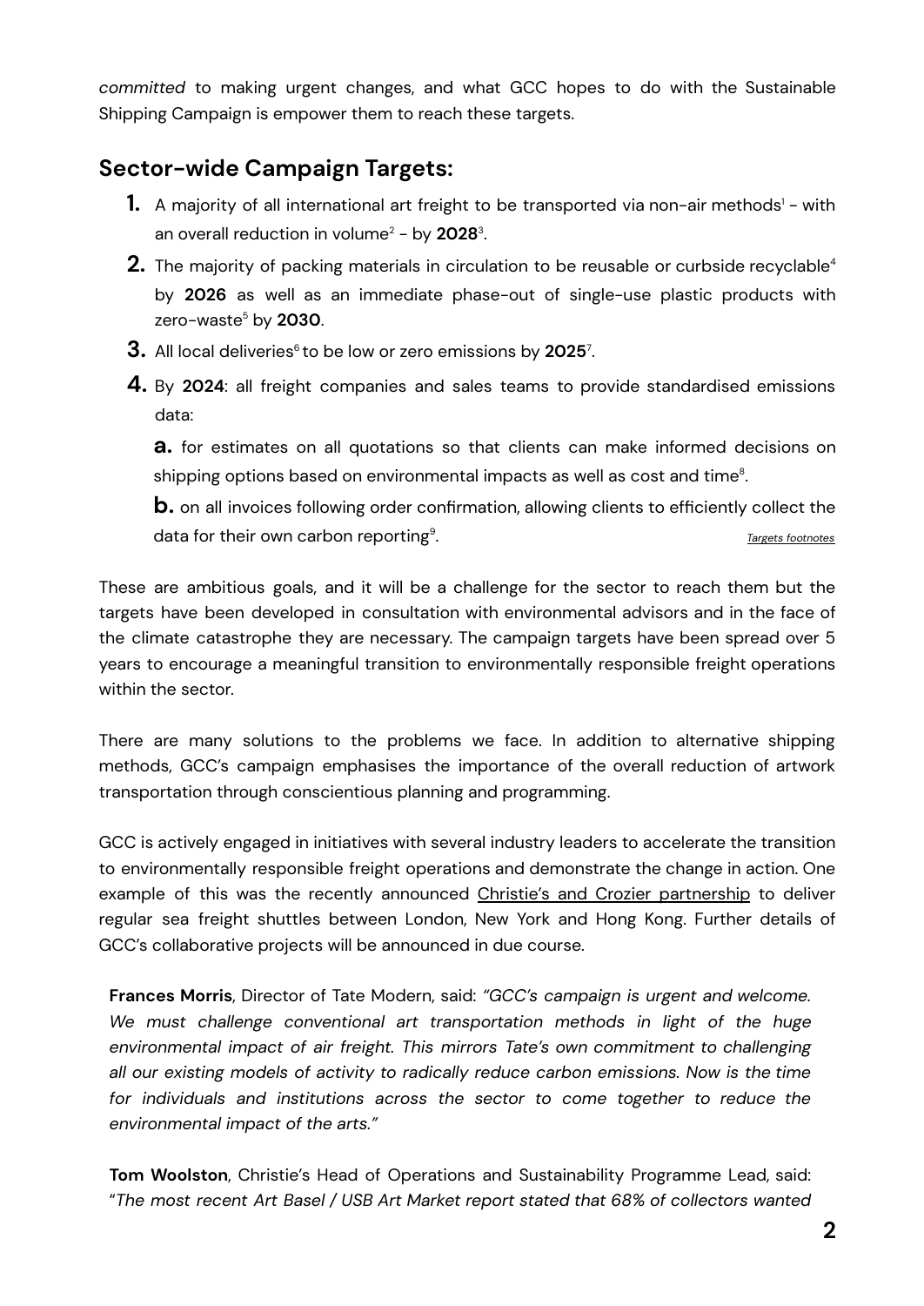*committed* to making urgent changes, and what GCC hopes to do with the Sustainable Shipping Campaign is empower them to reach these targets.

## Sector-wide Campaign Targets:

1. A majority of all international art freight to be transported via non-air methods[1] - with an overall reduction in volume[2] - by **2028**[3].
2. The majority of packing materials in circulation to be reusable or curbside recyclable[4] by **2026** as well as an immediate phase-out of single-use plastic products with zero-waste[5] by **2030**.
3. All local deliveries[6] to be low or zero emissions by **2025**[7].
4. By **2024**: all freight companies and sales teams to provide standardised emissions data:

   **a.** for estimates on all quotations so that clients can make informed decisions on shipping options based on environmental impacts as well as cost and time[8].

   **b.** on all invoices following order confirmation, allowing clients to efficiently collect the data for their own carbon reporting[9].

*Targets footnotes*

These are ambitious goals, and it will be a challenge for the sector to reach them but the targets have been developed in consultation with environmental advisors and in the face of the climate catastrophe they are necessary. The campaign targets have been spread over 5 years to encourage a meaningful transition to environmentally responsible freight operations within the sector.

There are many solutions to the problems we face. In addition to alternative shipping methods, GCC's campaign emphasises the importance of the overall reduction of artwork transportation through conscientious planning and programming.

GCC is actively engaged in initiatives with several industry leaders to accelerate the transition to environmentally responsible freight operations and demonstrate the change in action. One example of this was the recently announced Christie's and Crozier partnership to deliver regular sea freight shuttles between London, New York and Hong Kong. Further details of GCC's collaborative projects will be announced in due course.

> **Frances Morris**, Director of Tate Modern, said: *"GCC's campaign is urgent and welcome. We must challenge conventional art transportation methods in light of the huge environmental impact of air freight. This mirrors Tate's own commitment to challenging all our existing models of activity to radically reduce carbon emissions. Now is the time for individuals and institutions across the sector to come together to reduce the environmental impact of the arts."*
>
> **Tom Woolston**, Christie's Head of Operations and Sustainability Programme Lead, said: "*The most recent Art Basel / USB Art Market report stated that 68% of collectors wanted*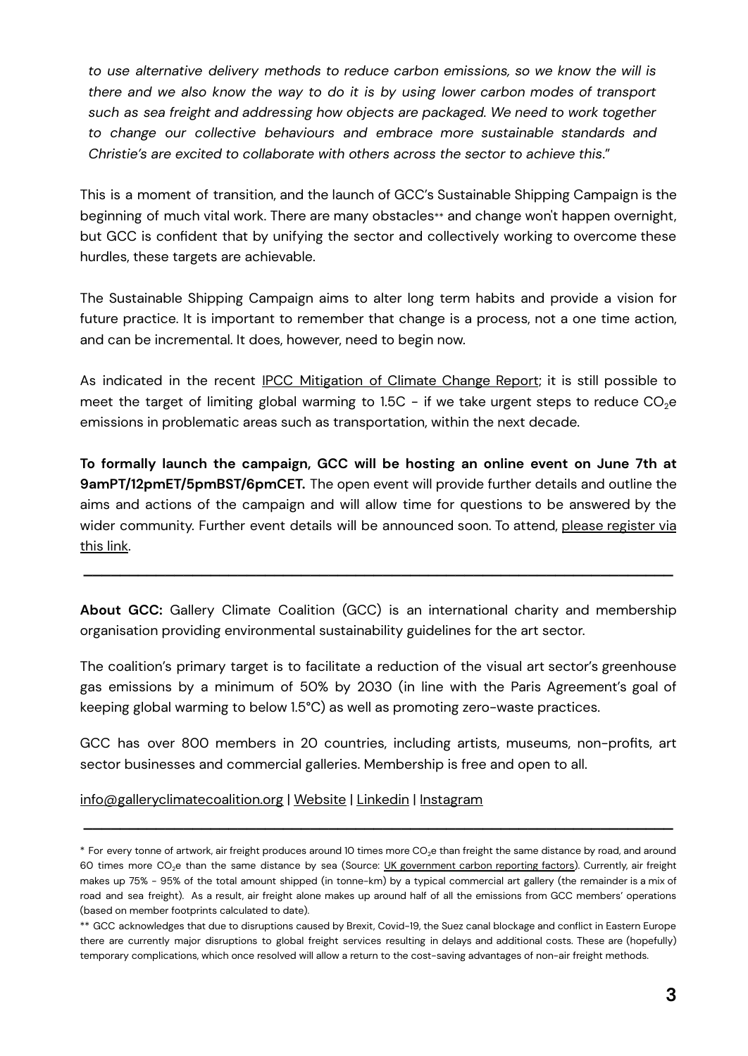*to use alternative delivery methods to reduce carbon emissions, so we know the will is there and we also know the way to do it is by using lower carbon modes of transport such as sea freight and addressing how objects are packaged. We need to work together to change our collective behaviours and embrace more sustainable standards and Christie's are excited to collaborate with others across the sector to achieve this*."

This is a moment of transition, and the launch of GCC's Sustainable Shipping Campaign is the beginning of much vital work. There are many obstacles** and change won't happen overnight, but GCC is confident that by unifying the sector and collectively working to overcome these hurdles, these targets are achievable.

The Sustainable Shipping Campaign aims to alter long term habits and provide a vision for future practice. It is important to remember that change is a process, not a one time action, and can be incremental. It does, however, need to begin now.

As indicated in the recent IPCC Mitigation of Climate Change Report; it is still possible to meet the target of limiting global warming to 1.5C - if we take urgent steps to reduce $CO_2e$ emissions in problematic areas such as transportation, within the next decade.

**To formally launch the campaign, GCC will be hosting an online event on June 7th at 9amPT/12pmET/5pmBST/6pmCET.** The open event will provide further details and outline the aims and actions of the campaign and will allow time for questions to be answered by the wider community. Further event details will be announced soon. To attend, please register via this link.

---

**About GCC:** Gallery Climate Coalition (GCC) is an international charity and membership organisation providing environmental sustainability guidelines for the art sector.

The coalition's primary target is to facilitate a reduction of the visual art sector's greenhouse gas emissions by a minimum of 50% by 2030 (in line with the Paris Agreement's goal of keeping global warming to below 1.5°C) as well as promoting zero-waste practices.

GCC has over 800 members in 20 countries, including artists, museums, non-profits, art sector businesses and commercial galleries. Membership is free and open to all.

info@galleryclimatecoalition.org | Website | Linkedin | Instagram

---

* For every tonne of artwork, air freight produces around 10 times more $CO_2e$ than freight the same distance by road, and around 60 times more $CO_2e$ than the same distance by sea (Source: UK government carbon reporting factors). Currently, air freight makes up 75% - 95% of the total amount shipped (in tonne-km) by a typical commercial art gallery (the remainder is a mix of road and sea freight). As a result, air freight alone makes up around half of all the emissions from GCC members' operations (based on member footprints calculated to date).

** GCC acknowledges that due to disruptions caused by Brexit, Covid-19, the Suez canal blockage and conflict in Eastern Europe there are currently major disruptions to global freight services resulting in delays and additional costs. These are (hopefully) temporary complications, which once resolved will allow a return to the cost-saving advantages of non-air freight methods.